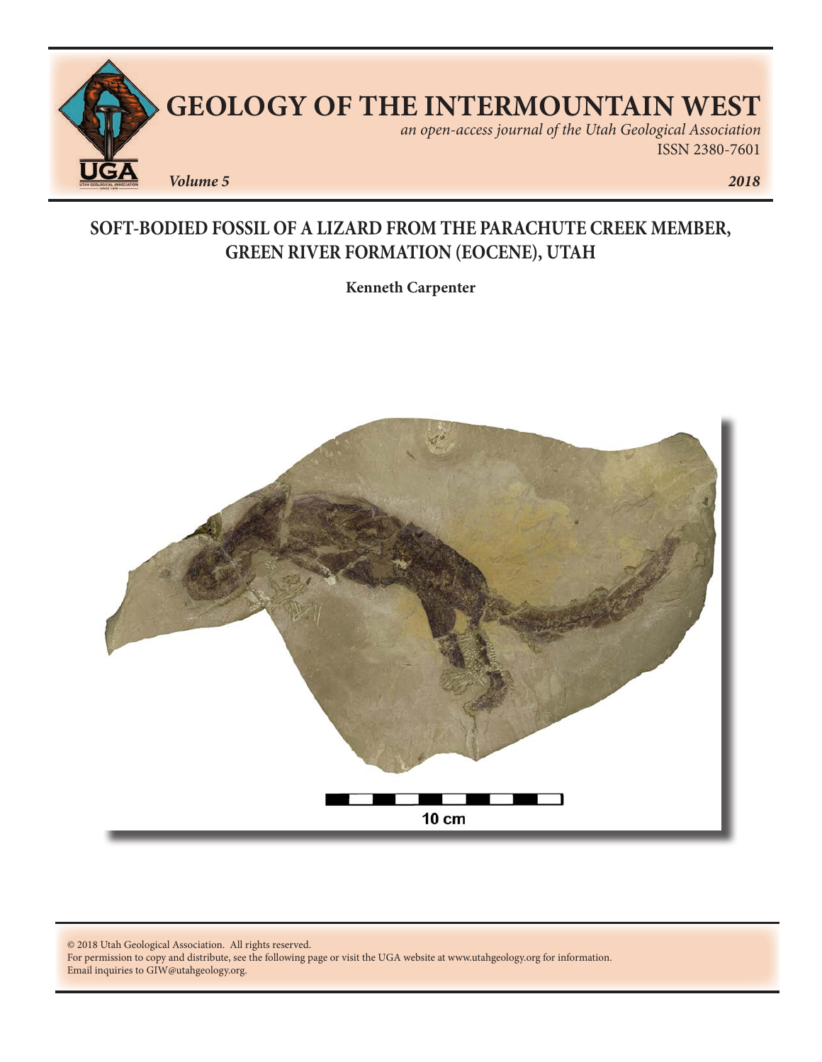# GEOLOGY OF THE INTERMOUNTAIN WEST

*an open-access journal of the Utah Geological Association*

ISSN 2380-7601

***Volume 5*** ***2018***

## SOFT-BODIED FOSSIL OF A LIZARD FROM THE PARACHUTE CREEK MEMBER, GREEN RIVER FORMATION (EOCENE), UTAH

**Kenneth Carpenter**

10 cm

© 2018 Utah Geological Association. All rights reserved.
For permission to copy and distribute, see the following page or visit the UGA website at www.utahgeology.org for information.
Email inquiries to GIW@utahgeology.org.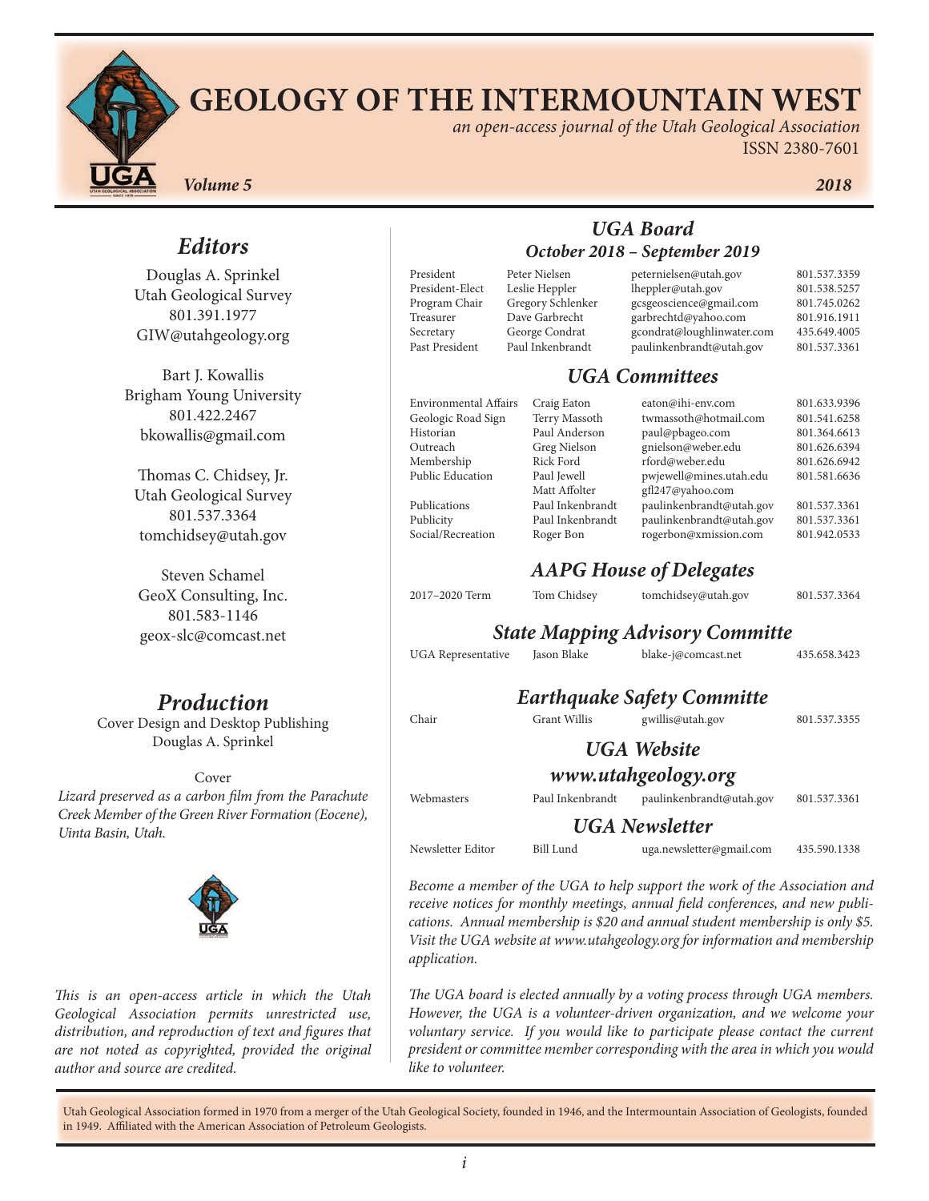# GEOLOGY OF THE INTERMOUNTAIN WEST

*an open-access journal of the Utah Geological Association*

ISSN 2380-7601

***Volume 5*** ***2018***

## *Editors*

Douglas A. Sprinkel
Utah Geological Survey
801.391.1977
GIW@utahgeology.org

Bart J. Kowallis
Brigham Young University
801.422.2467
bkowallis@gmail.com

Thomas C. Chidsey, Jr.
Utah Geological Survey
801.537.3364
tomchidsey@utah.gov

Steven Schamel
GeoX Consulting, Inc.
801.583-1146
geox-slc@comcast.net

## *Production*

Cover Design and Desktop Publishing
Douglas A. Sprinkel

Cover

*Lizard preserved as a carbon film from the Parachute Creek Member of the Green River Formation (Eocene), Uinta Basin, Utah.*

*This is an open-access article in which the Utah Geological Association permits unrestricted use, distribution, and reproduction of text and figures that are not noted as copyrighted, provided the original author and source are credited.*

## *UGA Board*

### *October 2018 – September 2019*

| | | | |
|---|---|---|---|
| President | Peter Nielsen | peternielsen@utah.gov | 801.537.3359 |
| President-Elect | Leslie Heppler | lheppler@utah.gov | 801.538.5257 |
| Program Chair | Gregory Schlenker | gcsgeoscience@gmail.com | 801.745.0262 |
| Treasurer | Dave Garbrecht | garbrechtd@yahoo.com | 801.916.1911 |
| Secretary | George Condrat | gcondrat@loughlinwater.com | 435.649.4005 |
| Past President | Paul Inkenbrandt | paulinkenbrandt@utah.gov | 801.537.3361 |

## *UGA Committees*

| | | | |
|---|---|---|---|
| Environmental Affairs | Craig Eaton | eaton@ihi-env.com | 801.633.9396 |
| Geologic Road Sign | Terry Massoth | twmassoth@hotmail.com | 801.541.6258 |
| Historian | Paul Anderson | paul@pbageo.com | 801.364.6613 |
| Outreach | Greg Nielson | gnielson@weber.edu | 801.626.6394 |
| Membership | Rick Ford | rford@weber.edu | 801.626.6942 |
| Public Education | Paul Jewell | pwjewell@mines.utah.edu | 801.581.6636 |
| | Matt Affolter | gfl247@yahoo.com | |
| Publications | Paul Inkenbrandt | paulinkenbrandt@utah.gov | 801.537.3361 |
| Publicity | Paul Inkenbrandt | paulinkenbrandt@utah.gov | 801.537.3361 |
| Social/Recreation | Roger Bon | rogerbon@xmission.com | 801.942.0533 |

## *AAPG House of Delegates*

| | | | |
|---|---|---|---|
| 2017–2020 Term | Tom Chidsey | tomchidsey@utah.gov | 801.537.3364 |

## *State Mapping Advisory Committe*

| | | | |
|---|---|---|---|
| UGA Representative | Jason Blake | blake-j@comcast.net | 435.658.3423 |

## *Earthquake Safety Committe*

| | | | |
|---|---|---|---|
| Chair | Grant Willis | gwillis@utah.gov | 801.537.3355 |

## *UGA Website*

### *www.utahgeology.org*

| | | | |
|---|---|---|---|
| Webmasters | Paul Inkenbrandt | paulinkenbrandt@utah.gov | 801.537.3361 |

## *UGA Newsletter*

| | | | |
|---|---|---|---|
| Newsletter Editor | Bill Lund | uga.newsletter@gmail.com | 435.590.1338 |

*Become a member of the UGA to help support the work of the Association and receive notices for monthly meetings, annual field conferences, and new publications. Annual membership is $20 and annual student membership is only $5. Visit the UGA website at www.utahgeology.org for information and membership application.*

*The UGA board is elected annually by a voting process through UGA members. However, the UGA is a volunteer-driven organization, and we welcome your voluntary service. If you would like to participate please contact the current president or committee member corresponding with the area in which you would like to volunteer.*

Utah Geological Association formed in 1970 from a merger of the Utah Geological Society, founded in 1946, and the Intermountain Association of Geologists, founded in 1949. Affiliated with the American Association of Petroleum Geologists.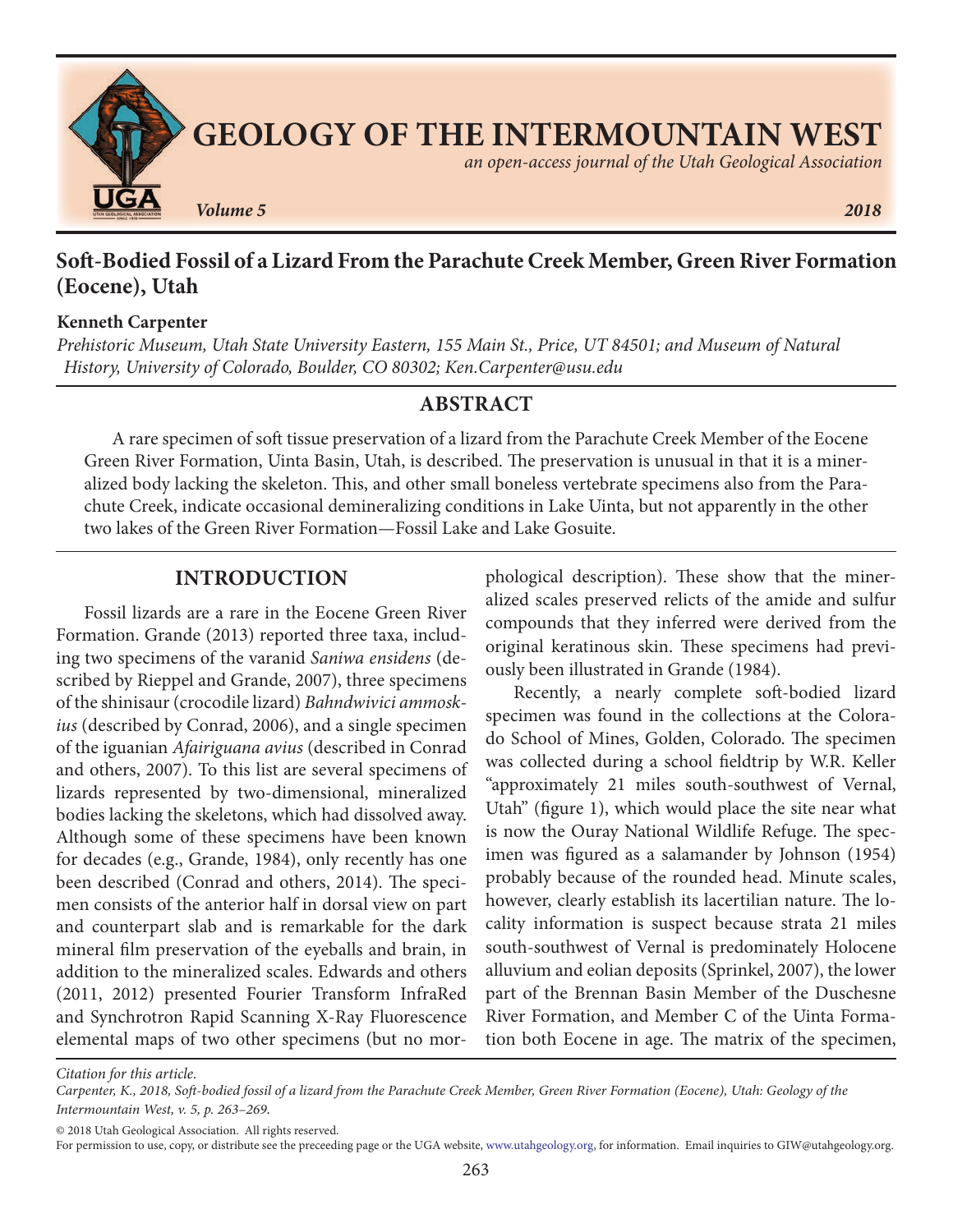# Soft-Bodied Fossil of a Lizard From the Parachute Creek Member, Green River Formation (Eocene), Utah

**Kenneth Carpenter**

*Prehistoric Museum, Utah State University Eastern, 155 Main St., Price, UT 84501; and Museum of Natural History, University of Colorado, Boulder, CO 80302; Ken.Carpenter@usu.edu*

## ABSTRACT

A rare specimen of soft tissue preservation of a lizard from the Parachute Creek Member of the Eocene Green River Formation, Uinta Basin, Utah, is described. The preservation is unusual in that it is a mineralized body lacking the skeleton. This, and other small boneless vertebrate specimens also from the Parachute Creek, indicate occasional demineralizing conditions in Lake Uinta, but not apparently in the other two lakes of the Green River Formation—Fossil Lake and Lake Gosuite.

## INTRODUCTION

Fossil lizards are a rare in the Eocene Green River Formation. Grande (2013) reported three taxa, including two specimens of the varanid *Saniwa ensidens* (described by Rieppel and Grande, 2007), three specimens of the shinisaur (crocodile lizard) *Bahndwivici ammoskius* (described by Conrad, 2006), and a single specimen of the iguanian *Afairiguana avius* (described in Conrad and others, 2007). To this list are several specimens of lizards represented by two-dimensional, mineralized bodies lacking the skeletons, which had dissolved away. Although some of these specimens have been known for decades (e.g., Grande, 1984), only recently has one been described (Conrad and others, 2014). The specimen consists of the anterior half in dorsal view on part and counterpart slab and is remarkable for the dark mineral film preservation of the eyeballs and brain, in addition to the mineralized scales. Edwards and others (2011, 2012) presented Fourier Transform InfraRed and Synchrotron Rapid Scanning X-Ray Fluorescence elemental maps of two other specimens (but no morphological description). These show that the mineralized scales preserved relicts of the amide and sulfur compounds that they inferred were derived from the original keratinous skin. These specimens had previously been illustrated in Grande (1984).

Recently, a nearly complete soft-bodied lizard specimen was found in the collections at the Colorado School of Mines, Golden, Colorado. The specimen was collected during a school fieldtrip by W.R. Keller "approximately 21 miles south-southwest of Vernal, Utah" (figure 1), which would place the site near what is now the Ouray National Wildlife Refuge. The specimen was figured as a salamander by Johnson (1954) probably because of the rounded head. Minute scales, however, clearly establish its lacertilian nature. The locality information is suspect because strata 21 miles south-southwest of Vernal is predominately Holocene alluvium and eolian deposits (Sprinkel, 2007), the lower part of the Brennan Basin Member of the Duschesne River Formation, and Member C of the Uinta Formation both Eocene in age. The matrix of the specimen,

*Citation for this article.*
*Carpenter, K., 2018, Soft-bodied fossil of a lizard from the Parachute Creek Member, Green River Formation (Eocene), Utah: Geology of the Intermountain West, v. 5, p. 263–269.*

© 2018 Utah Geological Association. All rights reserved.
For permission to use, copy, or distribute see the preceeding page or the UGA website, www.utahgeology.org, for information. Email inquiries to GIW@utahgeology.org.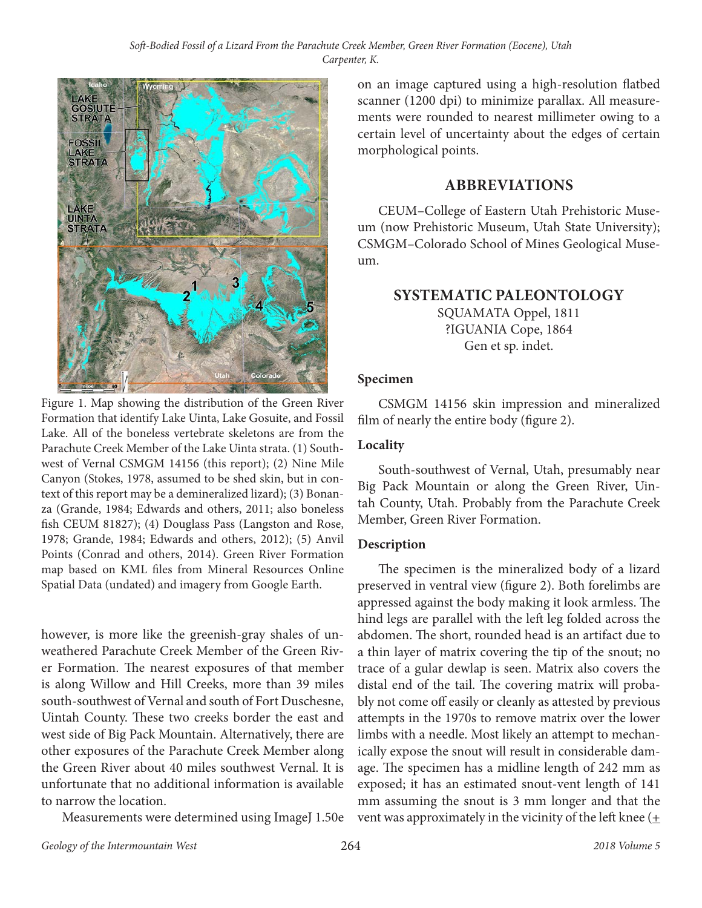Figure 1. Map showing the distribution of the Green River Formation that identify Lake Uinta, Lake Gosuite, and Fossil Lake. All of the boneless vertebrate skeletons are from the Parachute Creek Member of the Lake Uinta strata. (1) Southwest of Vernal CSMGM 14156 (this report); (2) Nine Mile Canyon (Stokes, 1978, assumed to be shed skin, but in context of this report may be a demineralized lizard); (3) Bonanza (Grande, 1984; Edwards and others, 2011; also boneless fish CEUM 81827); (4) Douglass Pass (Langston and Rose, 1978; Grande, 1984; Edwards and others, 2012); (5) Anvil Points (Conrad and others, 2014). Green River Formation map based on KML files from Mineral Resources Online Spatial Data (undated) and imagery from Google Earth.

however, is more like the greenish-gray shales of unweathered Parachute Creek Member of the Green River Formation. The nearest exposures of that member is along Willow and Hill Creeks, more than 39 miles south-southwest of Vernal and south of Fort Duschesne, Uintah County. These two creeks border the east and west side of Big Pack Mountain. Alternatively, there are other exposures of the Parachute Creek Member along the Green River about 40 miles southwest Vernal. It is unfortunate that no additional information is available to narrow the location.

Measurements were determined using ImageJ 1.50e on an image captured using a high-resolution flatbed scanner (1200 dpi) to minimize parallax. All measurements were rounded to nearest millimeter owing to a certain level of uncertainty about the edges of certain morphological points.

## ABBREVIATIONS

CEUM–College of Eastern Utah Prehistoric Museum (now Prehistoric Museum, Utah State University); CSMGM–Colorado School of Mines Geological Museum.

## SYSTEMATIC PALEONTOLOGY

SQUAMATA Oppel, 1811
?IGUANIA Cope, 1864
Gen et sp. indet.

### Specimen

CSMGM 14156 skin impression and mineralized film of nearly the entire body (figure 2).

### Locality

South-southwest of Vernal, Utah, presumably near Big Pack Mountain or along the Green River, Uintah County, Utah. Probably from the Parachute Creek Member, Green River Formation.

### Description

The specimen is the mineralized body of a lizard preserved in ventral view (figure 2). Both forelimbs are appressed against the body making it look armless. The hind legs are parallel with the left leg folded across the abdomen. The short, rounded head is an artifact due to a thin layer of matrix covering the tip of the snout; no trace of a gular dewlap is seen. Matrix also covers the distal end of the tail. The covering matrix will probably not come off easily or cleanly as attested by previous attempts in the 1970s to remove matrix over the lower limbs with a needle. Most likely an attempt to mechanically expose the snout will result in considerable damage. The specimen has a midline length of 242 mm as exposed; it has an estimated snout-vent length of 141 mm assuming the snout is 3 mm longer and that the vent was approximately in the vicinity of the left knee ($\pm$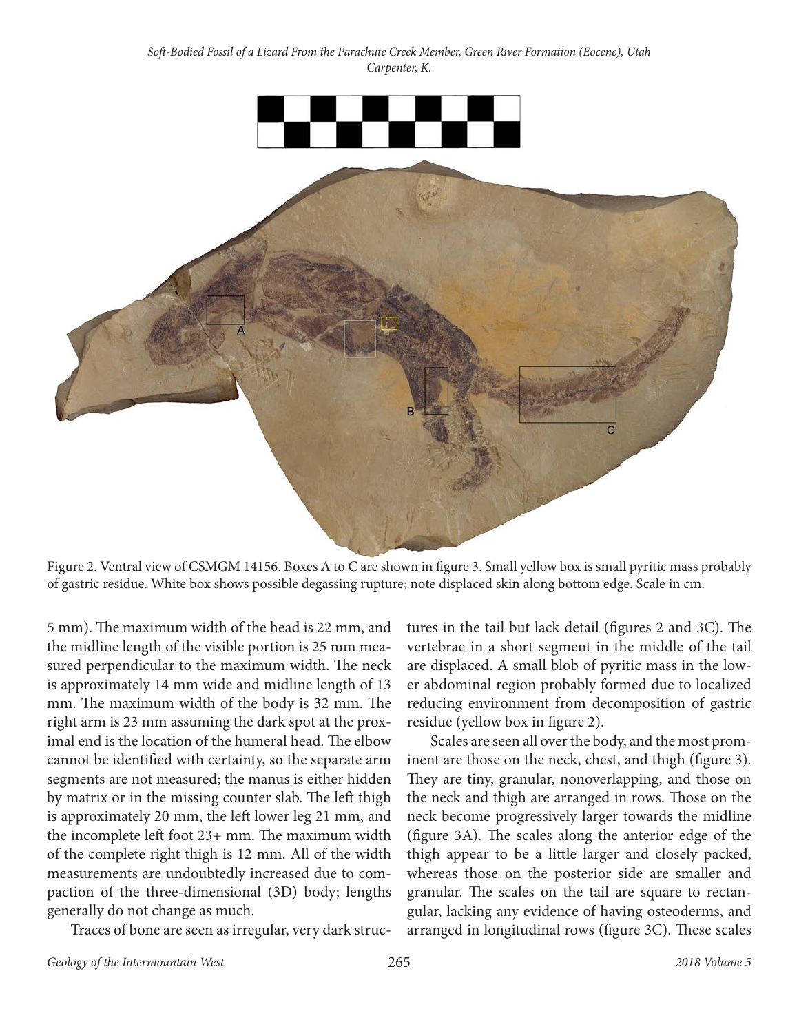Figure 2. Ventral view of CSMGM 14156. Boxes A to C are shown in figure 3. Small yellow box is small pyritic mass probably of gastric residue. White box shows possible degassing rupture; note displaced skin along bottom edge. Scale in cm.

5 mm). The maximum width of the head is 22 mm, and the midline length of the visible portion is 25 mm measured perpendicular to the maximum width. The neck is approximately 14 mm wide and midline length of 13 mm. The maximum width of the body is 32 mm. The right arm is 23 mm assuming the dark spot at the proximal end is the location of the humeral head. The elbow cannot be identified with certainty, so the separate arm segments are not measured; the manus is either hidden by matrix or in the missing counter slab. The left thigh is approximately 20 mm, the left lower leg 21 mm, and the incomplete left foot 23+ mm. The maximum width of the complete right thigh is 12 mm. All of the width measurements are undoubtedly increased due to compaction of the three-dimensional (3D) body; lengths generally do not change as much.

Traces of bone are seen as irregular, very dark structures in the tail but lack detail (figures 2 and 3C). The vertebrae in a short segment in the middle of the tail are displaced. A small blob of pyritic mass in the lower abdominal region probably formed due to localized reducing environment from decomposition of gastric residue (yellow box in figure 2).

Scales are seen all over the body, and the most prominent are those on the neck, chest, and thigh (figure 3). They are tiny, granular, nonoverlapping, and those on the neck and thigh are arranged in rows. Those on the neck become progressively larger towards the midline (figure 3A). The scales along the anterior edge of the thigh appear to be a little larger and closely packed, whereas those on the posterior side are smaller and granular. The scales on the tail are square to rectangular, lacking any evidence of having osteoderms, and arranged in longitudinal rows (figure 3C). These scales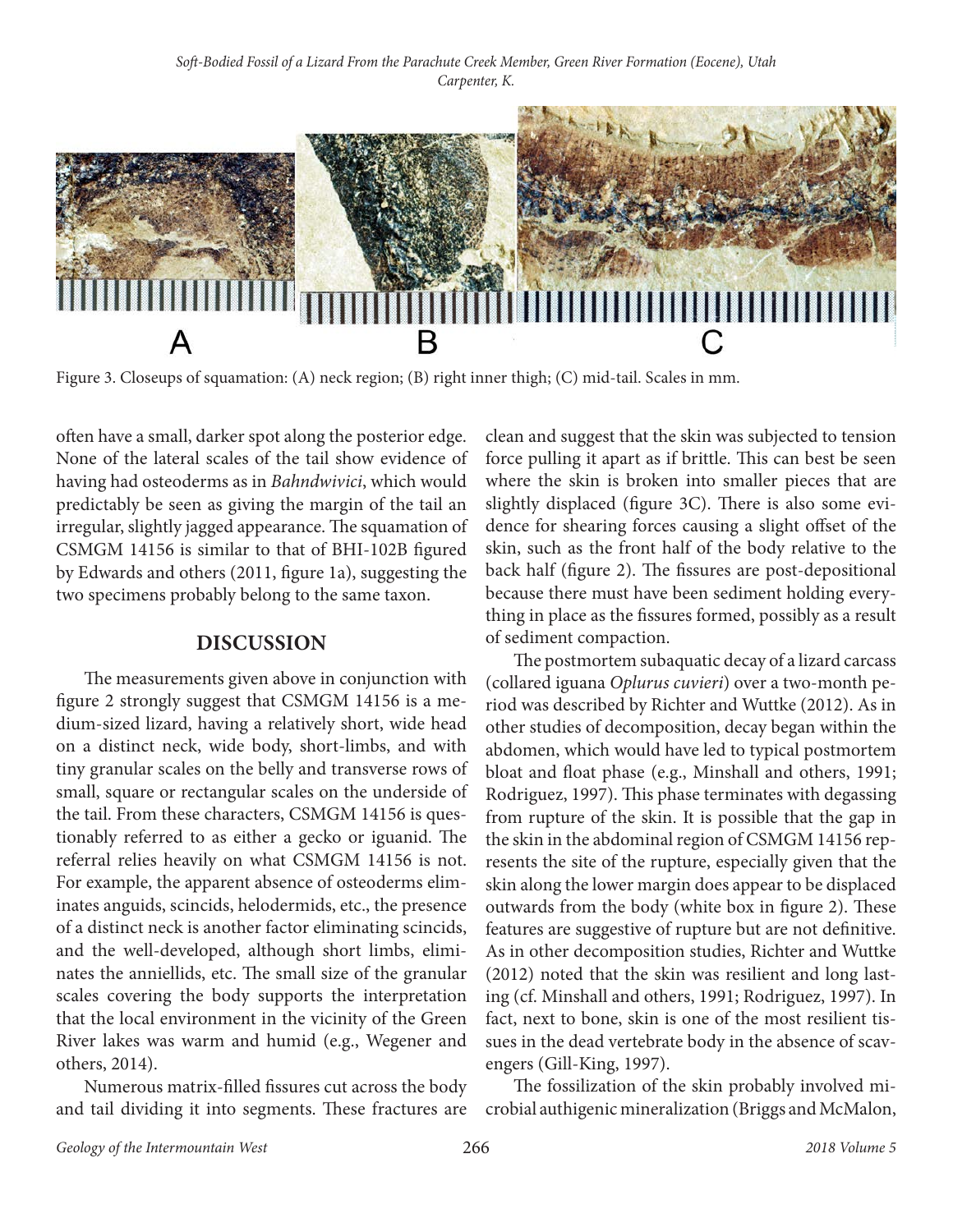Figure 3. Closeups of squamation: (A) neck region; (B) right inner thigh; (C) mid-tail. Scales in mm.

often have a small, darker spot along the posterior edge. None of the lateral scales of the tail show evidence of having had osteoderms as in *Bahndwivici*, which would predictably be seen as giving the margin of the tail an irregular, slightly jagged appearance. The squamation of CSMGM 14156 is similar to that of BHI-102B figured by Edwards and others (2011, figure 1a), suggesting the two specimens probably belong to the same taxon.

## DISCUSSION

The measurements given above in conjunction with figure 2 strongly suggest that CSMGM 14156 is a medium-sized lizard, having a relatively short, wide head on a distinct neck, wide body, short-limbs, and with tiny granular scales on the belly and transverse rows of small, square or rectangular scales on the underside of the tail. From these characters, CSMGM 14156 is questionably referred to as either a gecko or iguanid. The referral relies heavily on what CSMGM 14156 is not. For example, the apparent absence of osteoderms eliminates anguids, scincids, helodermids, etc., the presence of a distinct neck is another factor eliminating scincids, and the well-developed, although short limbs, eliminates the anniellids, etc. The small size of the granular scales covering the body supports the interpretation that the local environment in the vicinity of the Green River lakes was warm and humid (e.g., Wegener and others, 2014).

Numerous matrix-filled fissures cut across the body and tail dividing it into segments. These fractures are clean and suggest that the skin was subjected to tension force pulling it apart as if brittle. This can best be seen where the skin is broken into smaller pieces that are slightly displaced (figure 3C). There is also some evidence for shearing forces causing a slight offset of the skin, such as the front half of the body relative to the back half (figure 2). The fissures are post-depositional because there must have been sediment holding everything in place as the fissures formed, possibly as a result of sediment compaction.

The postmortem subaquatic decay of a lizard carcass (collared iguana *Oplurus cuvieri*) over a two-month period was described by Richter and Wuttke (2012). As in other studies of decomposition, decay began within the abdomen, which would have led to typical postmortem bloat and float phase (e.g., Minshall and others, 1991; Rodriguez, 1997). This phase terminates with degassing from rupture of the skin. It is possible that the gap in the skin in the abdominal region of CSMGM 14156 represents the site of the rupture, especially given that the skin along the lower margin does appear to be displaced outwards from the body (white box in figure 2). These features are suggestive of rupture but are not definitive. As in other decomposition studies, Richter and Wuttke (2012) noted that the skin was resilient and long lasting (cf. Minshall and others, 1991; Rodriguez, 1997). In fact, next to bone, skin is one of the most resilient tissues in the dead vertebrate body in the absence of scavengers (Gill-King, 1997).

The fossilization of the skin probably involved microbial authigenic mineralization (Briggs and McMalon,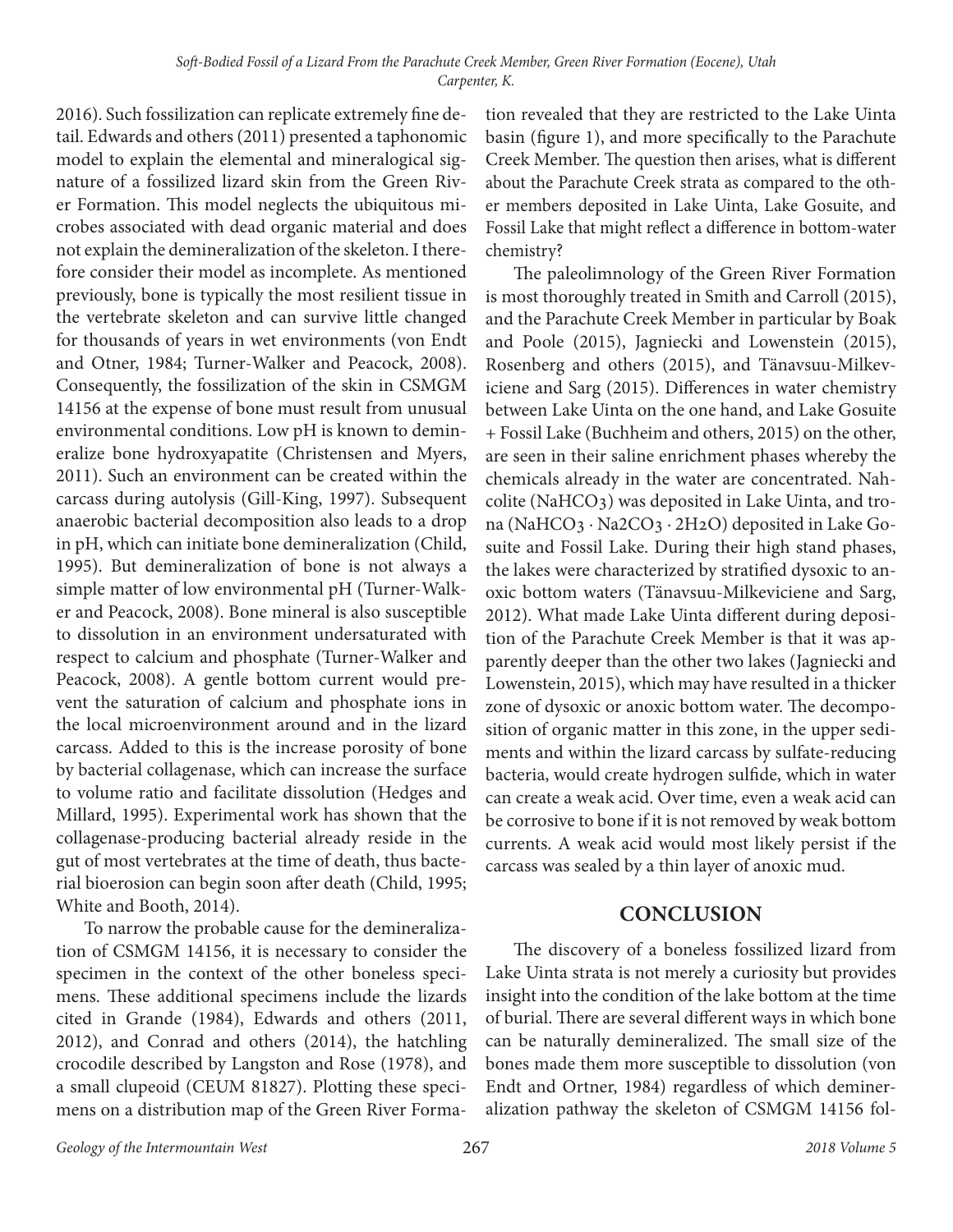2016). Such fossilization can replicate extremely fine detail. Edwards and others (2011) presented a taphonomic model to explain the elemental and mineralogical signature of a fossilized lizard skin from the Green River Formation. This model neglects the ubiquitous microbes associated with dead organic material and does not explain the demineralization of the skeleton. I therefore consider their model as incomplete. As mentioned previously, bone is typically the most resilient tissue in the vertebrate skeleton and can survive little changed for thousands of years in wet environments (von Endt and Otner, 1984; Turner-Walker and Peacock, 2008). Consequently, the fossilization of the skin in CSMGM 14156 at the expense of bone must result from unusual environmental conditions. Low pH is known to demineralize bone hydroxyapatite (Christensen and Myers, 2011). Such an environment can be created within the carcass during autolysis (Gill-King, 1997). Subsequent anaerobic bacterial decomposition also leads to a drop in pH, which can initiate bone demineralization (Child, 1995). But demineralization of bone is not always a simple matter of low environmental pH (Turner-Walker and Peacock, 2008). Bone mineral is also susceptible to dissolution in an environment undersaturated with respect to calcium and phosphate (Turner-Walker and Peacock, 2008). A gentle bottom current would prevent the saturation of calcium and phosphate ions in the local microenvironment around and in the lizard carcass. Added to this is the increase porosity of bone by bacterial collagenase, which can increase the surface to volume ratio and facilitate dissolution (Hedges and Millard, 1995). Experimental work has shown that the collagenase-producing bacterial already reside in the gut of most vertebrates at the time of death, thus bacterial bioerosion can begin soon after death (Child, 1995; White and Booth, 2014).

To narrow the probable cause for the demineralization of CSMGM 14156, it is necessary to consider the specimen in the context of the other boneless specimens. These additional specimens include the lizards cited in Grande (1984), Edwards and others (2011, 2012), and Conrad and others (2014), the hatchling crocodile described by Langston and Rose (1978), and a small clupeoid (CEUM 81827). Plotting these specimens on a distribution map of the Green River Formation revealed that they are restricted to the Lake Uinta basin (figure 1), and more specifically to the Parachute Creek Member. The question then arises, what is different about the Parachute Creek strata as compared to the other members deposited in Lake Uinta, Lake Gosuite, and Fossil Lake that might reflect a difference in bottom-water chemistry?

The paleolimnology of the Green River Formation is most thoroughly treated in Smith and Carroll (2015), and the Parachute Creek Member in particular by Boak and Poole (2015), Jagniecki and Lowenstein (2015), Rosenberg and others (2015), and Tänavsuu-Milkeviciene and Sarg (2015). Differences in water chemistry between Lake Uinta on the one hand, and Lake Gosuite + Fossil Lake (Buchheim and others, 2015) on the other, are seen in their saline enrichment phases whereby the chemicals already in the water are concentrated. Nahcolite ($NaHCO_3$) was deposited in Lake Uinta, and trona ($NaHCO_3 \cdot Na_2CO_3 \cdot 2H_2O$) deposited in Lake Gosuite and Fossil Lake. During their high stand phases, the lakes were characterized by stratified dysoxic to anoxic bottom waters (Tänavsuu-Milkeviciene and Sarg, 2012). What made Lake Uinta different during deposition of the Parachute Creek Member is that it was apparently deeper than the other two lakes (Jagniecki and Lowenstein, 2015), which may have resulted in a thicker zone of dysoxic or anoxic bottom water. The decomposition of organic matter in this zone, in the upper sediments and within the lizard carcass by sulfate-reducing bacteria, would create hydrogen sulfide, which in water can create a weak acid. Over time, even a weak acid can be corrosive to bone if it is not removed by weak bottom currents. A weak acid would most likely persist if the carcass was sealed by a thin layer of anoxic mud.

## CONCLUSION

The discovery of a boneless fossilized lizard from Lake Uinta strata is not merely a curiosity but provides insight into the condition of the lake bottom at the time of burial. There are several different ways in which bone can be naturally demineralized. The small size of the bones made them more susceptible to dissolution (von Endt and Ortner, 1984) regardless of which demineralization pathway the skeleton of CSMGM 14156 fol-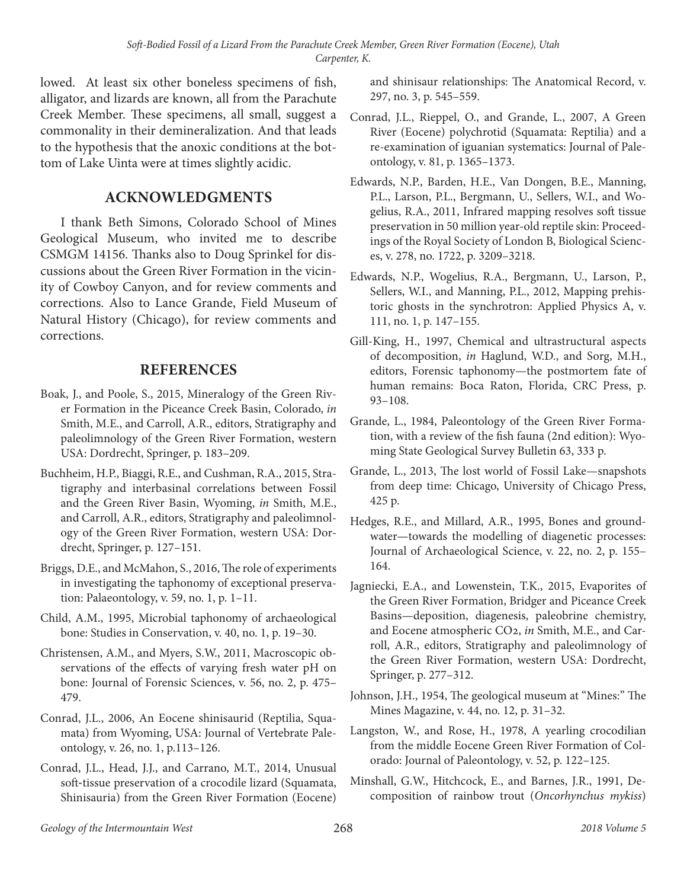lowed. At least six other boneless specimens of fish, alligator, and lizards are known, all from the Parachute Creek Member. These specimens, all small, suggest a commonality in their demineralization. And that leads to the hypothesis that the anoxic conditions at the bottom of Lake Uinta were at times slightly acidic.

## ACKNOWLEDGMENTS

I thank Beth Simons, Colorado School of Mines Geological Museum, who invited me to describe CSMGM 14156. Thanks also to Doug Sprinkel for discussions about the Green River Formation in the vicinity of Cowboy Canyon, and for review comments and corrections. Also to Lance Grande, Field Museum of Natural History (Chicago), for review comments and corrections.

## REFERENCES

Boak, J., and Poole, S., 2015, Mineralogy of the Green River Formation in the Piceance Creek Basin, Colorado, *in* Smith, M.E., and Carroll, A.R., editors, Stratigraphy and paleolimnology of the Green River Formation, western USA: Dordrecht, Springer, p. 183–209.

Buchheim, H.P., Biaggi, R.E., and Cushman, R.A., 2015, Stratigraphy and interbasinal correlations between Fossil and the Green River Basin, Wyoming, *in* Smith, M.E., and Carroll, A.R., editors, Stratigraphy and paleolimnology of the Green River Formation, western USA: Dordrecht, Springer, p. 127–151.

Briggs, D.E., and McMahon, S., 2016, The role of experiments in investigating the taphonomy of exceptional preservation: Palaeontology, v. 59, no. 1, p. 1–11.

Child, A.M., 1995, Microbial taphonomy of archaeological bone: Studies in Conservation, v. 40, no. 1, p. 19–30.

Christensen, A.M., and Myers, S.W., 2011, Macroscopic observations of the effects of varying fresh water pH on bone: Journal of Forensic Sciences, v. 56, no. 2, p. 475–479.

Conrad, J.L., 2006, An Eocene shinisaurid (Reptilia, Squamata) from Wyoming, USA: Journal of Vertebrate Paleontology, v. 26, no. 1, p.113–126.

Conrad, J.L., Head, J.J., and Carrano, M.T., 2014, Unusual soft-tissue preservation of a crocodile lizard (Squamata, Shinisauria) from the Green River Formation (Eocene) and shinisaur relationships: The Anatomical Record, v. 297, no. 3, p. 545–559.

Conrad, J.L., Rieppel, O., and Grande, L., 2007, A Green River (Eocene) polychrotid (Squamata: Reptilia) and a re-examination of iguanian systematics: Journal of Paleontology, v. 81, p. 1365–1373.

Edwards, N.P., Barden, H.E., Van Dongen, B.E., Manning, P.L., Larson, P.L., Bergmann, U., Sellers, W.I., and Wogelius, R.A., 2011, Infrared mapping resolves soft tissue preservation in 50 million year-old reptile skin: Proceedings of the Royal Society of London B, Biological Sciences, v. 278, no. 1722, p. 3209–3218.

Edwards, N.P., Wogelius, R.A., Bergmann, U., Larson, P., Sellers, W.I., and Manning, P.L., 2012, Mapping prehistoric ghosts in the synchrotron: Applied Physics A, v. 111, no. 1, p. 147–155.

Gill-King, H., 1997, Chemical and ultrastructural aspects of decomposition, *in* Haglund, W.D., and Sorg, M.H., editors, Forensic taphonomy—the postmortem fate of human remains: Boca Raton, Florida, CRC Press, p. 93–108.

Grande, L., 1984, Paleontology of the Green River Formation, with a review of the fish fauna (2nd edition): Wyoming State Geological Survey Bulletin 63, 333 p.

Grande, L., 2013, The lost world of Fossil Lake—snapshots from deep time: Chicago, University of Chicago Press, 425 p.

Hedges, R.E., and Millard, A.R., 1995, Bones and groundwater—towards the modelling of diagenetic processes: Journal of Archaeological Science, v. 22, no. 2, p. 155–164.

Jagniecki, E.A., and Lowenstein, T.K., 2015, Evaporites of the Green River Formation, Bridger and Piceance Creek Basins—deposition, diagenesis, paleobrine chemistry, and Eocene atmospheric $CO_2$, *in* Smith, M.E., and Carroll, A.R., editors, Stratigraphy and paleolimnology of the Green River Formation, western USA: Dordrecht, Springer, p. 277–312.

Johnson, J.H., 1954, The geological museum at "Mines:" The Mines Magazine, v. 44, no. 12, p. 31–32.

Langston, W., and Rose, H., 1978, A yearling crocodilian from the middle Eocene Green River Formation of Colorado: Journal of Paleontology, v. 52, p. 122–125.

Minshall, G.W., Hitchcock, E., and Barnes, J.R., 1991, Decomposition of rainbow trout (*Oncorhynchus mykiss*)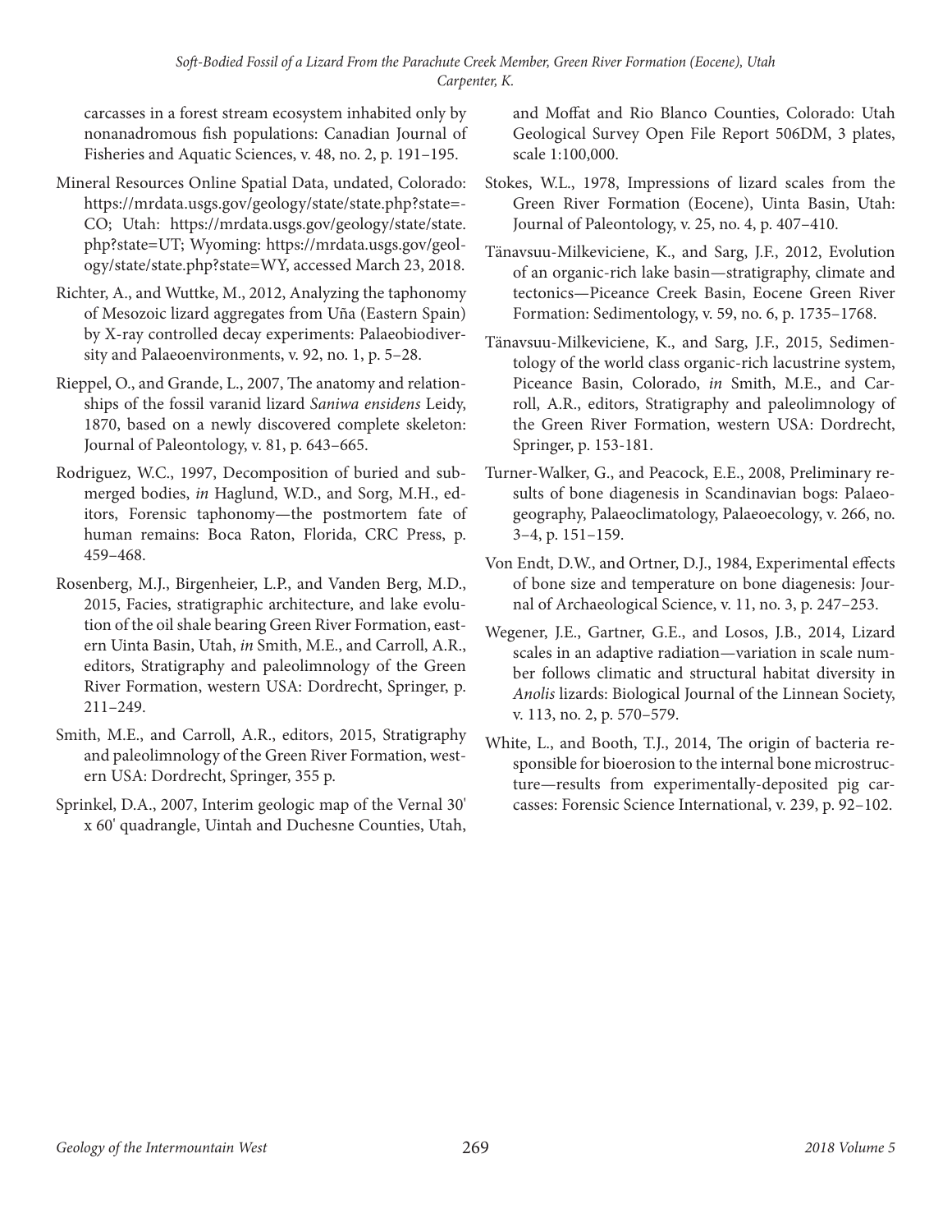carcasses in a forest stream ecosystem inhabited only by nonanadromous fish populations: Canadian Journal of Fisheries and Aquatic Sciences, v. 48, no. 2, p. 191–195.

Mineral Resources Online Spatial Data, undated, Colorado: https://mrdata.usgs.gov/geology/state/state.php?state=CO; Utah: https://mrdata.usgs.gov/geology/state/state.php?state=UT; Wyoming: https://mrdata.usgs.gov/geology/state/state.php?state=WY, accessed March 23, 2018.

Richter, A., and Wuttke, M., 2012, Analyzing the taphonomy of Mesozoic lizard aggregates from Uña (Eastern Spain) by X-ray controlled decay experiments: Palaeobiodiversity and Palaeoenvironments, v. 92, no. 1, p. 5–28.

Rieppel, O., and Grande, L., 2007, The anatomy and relationships of the fossil varanid lizard *Saniwa ensidens* Leidy, 1870, based on a newly discovered complete skeleton: Journal of Paleontology, v. 81, p. 643–665.

Rodriguez, W.C., 1997, Decomposition of buried and submerged bodies, *in* Haglund, W.D., and Sorg, M.H., editors, Forensic taphonomy—the postmortem fate of human remains: Boca Raton, Florida, CRC Press, p. 459–468.

Rosenberg, M.J., Birgenheier, L.P., and Vanden Berg, M.D., 2015, Facies, stratigraphic architecture, and lake evolution of the oil shale bearing Green River Formation, eastern Uinta Basin, Utah, *in* Smith, M.E., and Carroll, A.R., editors, Stratigraphy and paleolimnology of the Green River Formation, western USA: Dordrecht, Springer, p. 211–249.

Smith, M.E., and Carroll, A.R., editors, 2015, Stratigraphy and paleolimnology of the Green River Formation, western USA: Dordrecht, Springer, 355 p.

Sprinkel, D.A., 2007, Interim geologic map of the Vernal 30' x 60' quadrangle, Uintah and Duchesne Counties, Utah, and Moffat and Rio Blanco Counties, Colorado: Utah Geological Survey Open File Report 506DM, 3 plates, scale 1:100,000.

Stokes, W.L., 1978, Impressions of lizard scales from the Green River Formation (Eocene), Uinta Basin, Utah: Journal of Paleontology, v. 25, no. 4, p. 407–410.

Tänavsuu-Milkeviciene, K., and Sarg, J.F., 2012, Evolution of an organic-rich lake basin—stratigraphy, climate and tectonics—Piceance Creek Basin, Eocene Green River Formation: Sedimentology, v. 59, no. 6, p. 1735–1768.

Tänavsuu-Milkeviciene, K., and Sarg, J.F., 2015, Sedimentology of the world class organic-rich lacustrine system, Piceance Basin, Colorado, *in* Smith, M.E., and Carroll, A.R., editors, Stratigraphy and paleolimnology of the Green River Formation, western USA: Dordrecht, Springer, p. 153-181.

Turner-Walker, G., and Peacock, E.E., 2008, Preliminary results of bone diagenesis in Scandinavian bogs: Palaeogeography, Palaeoclimatology, Palaeoecology, v. 266, no. 3–4, p. 151–159.

Von Endt, D.W., and Ortner, D.J., 1984, Experimental effects of bone size and temperature on bone diagenesis: Journal of Archaeological Science, v. 11, no. 3, p. 247–253.

Wegener, J.E., Gartner, G.E., and Losos, J.B., 2014, Lizard scales in an adaptive radiation—variation in scale number follows climatic and structural habitat diversity in *Anolis* lizards: Biological Journal of the Linnean Society, v. 113, no. 2, p. 570–579.

White, L., and Booth, T.J., 2014, The origin of bacteria responsible for bioerosion to the internal bone microstructure—results from experimentally-deposited pig carcasses: Forensic Science International, v. 239, p. 92–102.